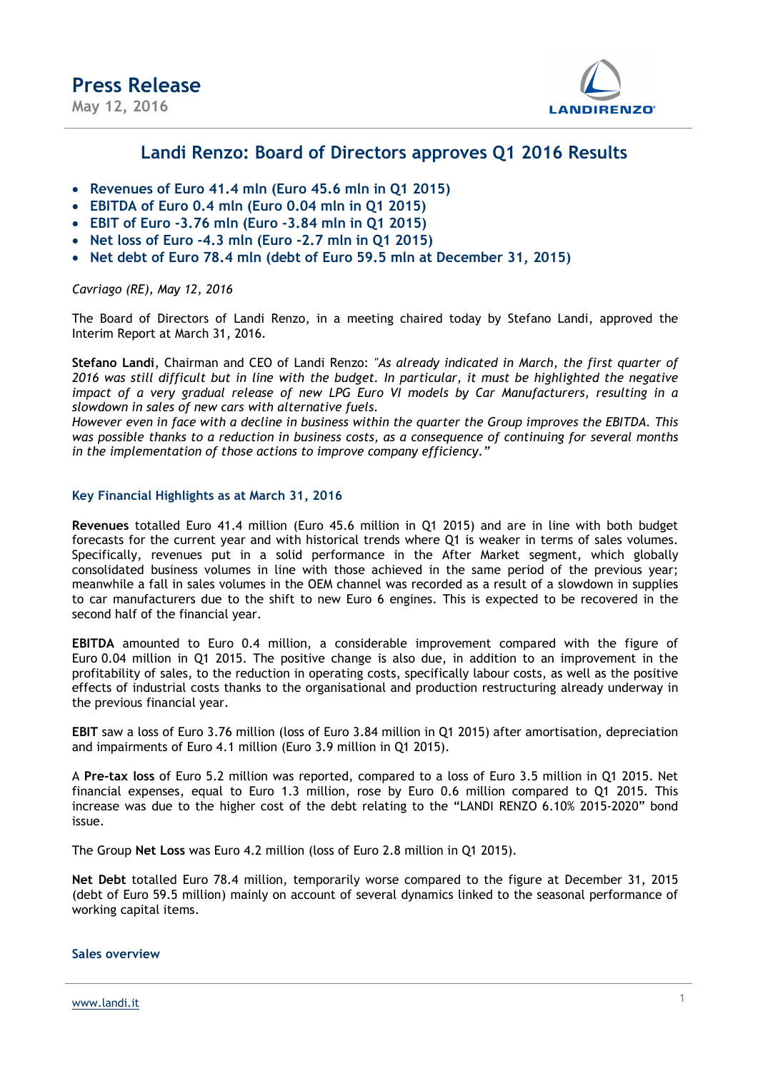# Press Release

May 12, 2016

## Landi Renzo: Board of Directors approves Q1 2016 Results

- **Revenues of Euro 41.4 mln (Euro 45.6 mln in Q1 2015)**
- **EBITDA of Euro 0.4 mln (Euro 0.04 mln in Q1 2015)**
- **EBIT of Euro -3.76 mln (Euro -3.84 mln in Q1 2015)**
- **Net loss of Euro -4.3 mln (Euro -2.7 mln in Q1 2015)**
- **Net debt of Euro 78.4 mln (debt of Euro 59.5 mln at December 31, 2015)**

*Cavriago (RE), May 12, 2016*

The Board of Directors of Landi Renzo, in a meeting chaired today by Stefano Landi, approved the Interim Report at March 31, 2016.

**Stefano Landi**, Chairman and CEO of Landi Renzo: *"As already indicated in March, the first quarter of 2016 was still difficult but in line with the budget. In particular, it must be highlighted the negative impact of a very gradual release of new LPG Euro VI models by Car Manufacturers, resulting in a slowdown in sales of new cars with alternative fuels.*
*However even in face with a decline in business within the quarter the Group improves the EBITDA. This was possible thanks to a reduction in business costs, as a consequence of continuing for several months in the implementation of those actions to improve company efficiency."*

### Key Financial Highlights as at March 31, 2016

**Revenues** totalled Euro 41.4 million (Euro 45.6 million in Q1 2015) and are in line with both budget forecasts for the current year and with historical trends where Q1 is weaker in terms of sales volumes. Specifically, revenues put in a solid performance in the After Market segment, which globally consolidated business volumes in line with those achieved in the same period of the previous year; meanwhile a fall in sales volumes in the OEM channel was recorded as a result of a slowdown in supplies to car manufacturers due to the shift to new Euro 6 engines. This is expected to be recovered in the second half of the financial year.

**EBITDA** amounted to Euro 0.4 million, a considerable improvement compared with the figure of Euro 0.04 million in Q1 2015. The positive change is also due, in addition to an improvement in the profitability of sales, to the reduction in operating costs, specifically labour costs, as well as the positive effects of industrial costs thanks to the organisational and production restructuring already underway in the previous financial year.

**EBIT** saw a loss of Euro 3.76 million (loss of Euro 3.84 million in Q1 2015) after amortisation, depreciation and impairments of Euro 4.1 million (Euro 3.9 million in Q1 2015).

A **Pre-tax loss** of Euro 5.2 million was reported, compared to a loss of Euro 3.5 million in Q1 2015. Net financial expenses, equal to Euro 1.3 million, rose by Euro 0.6 million compared to Q1 2015. This increase was due to the higher cost of the debt relating to the "LANDI RENZO 6.10% 2015-2020" bond issue.

The Group **Net Loss** was Euro 4.2 million (loss of Euro 2.8 million in Q1 2015).

**Net Debt** totalled Euro 78.4 million, temporarily worse compared to the figure at December 31, 2015 (debt of Euro 59.5 million) mainly on account of several dynamics linked to the seasonal performance of working capital items.

### Sales overview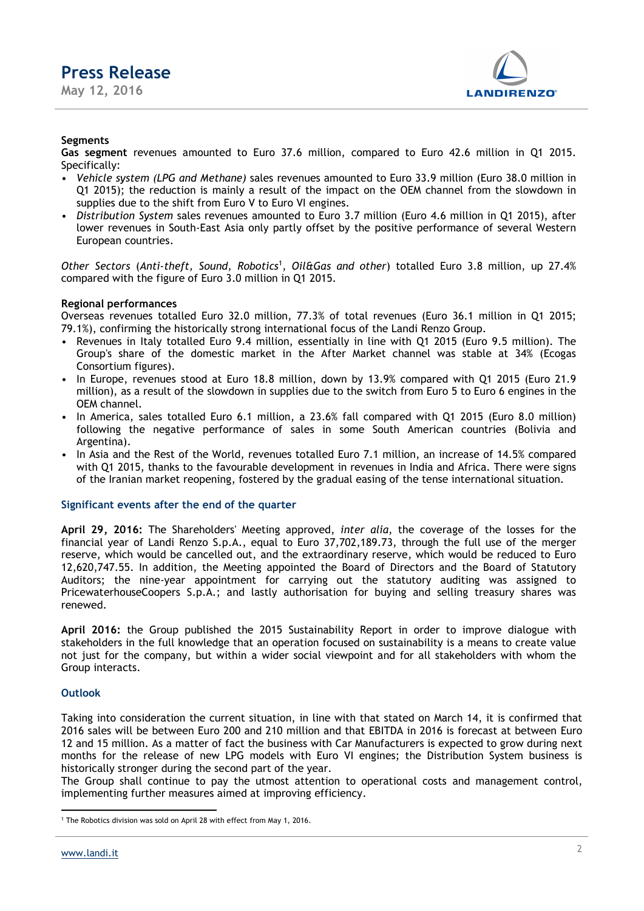**Segments**

**Gas segment** revenues amounted to Euro 37.6 million, compared to Euro 42.6 million in Q1 2015. Specifically:

- *Vehicle system (LPG and Methane)* sales revenues amounted to Euro 33.9 million (Euro 38.0 million in Q1 2015); the reduction is mainly a result of the impact on the OEM channel from the slowdown in supplies due to the shift from Euro V to Euro VI engines.
- *Distribution System* sales revenues amounted to Euro 3.7 million (Euro 4.6 million in Q1 2015), after lower revenues in South-East Asia only partly offset by the positive performance of several Western European countries.

*Other Sectors* (*Anti-theft, Sound, Robotics*[1], *Oil&Gas and other*) totalled Euro 3.8 million, up 27.4% compared with the figure of Euro 3.0 million in Q1 2015.

**Regional performances**

Overseas revenues totalled Euro 32.0 million, 77.3% of total revenues (Euro 36.1 million in Q1 2015; 79.1%), confirming the historically strong international focus of the Landi Renzo Group.

- Revenues in Italy totalled Euro 9.4 million, essentially in line with Q1 2015 (Euro 9.5 million). The Group's share of the domestic market in the After Market channel was stable at 34% (Ecogas Consortium figures).
- In Europe, revenues stood at Euro 18.8 million, down by 13.9% compared with Q1 2015 (Euro 21.9 million), as a result of the slowdown in supplies due to the switch from Euro 5 to Euro 6 engines in the OEM channel.
- In America, sales totalled Euro 6.1 million, a 23.6% fall compared with Q1 2015 (Euro 8.0 million) following the negative performance of sales in some South American countries (Bolivia and Argentina).
- In Asia and the Rest of the World, revenues totalled Euro 7.1 million, an increase of 14.5% compared with Q1 2015, thanks to the favourable development in revenues in India and Africa. There were signs of the Iranian market reopening, fostered by the gradual easing of the tense international situation.

## Significant events after the end of the quarter

**April 29, 2016:** The Shareholders' Meeting approved, *inter alia*, the coverage of the losses for the financial year of Landi Renzo S.p.A., equal to Euro 37,702,189.73, through the full use of the merger reserve, which would be cancelled out, and the extraordinary reserve, which would be reduced to Euro 12,620,747.55. In addition, the Meeting appointed the Board of Directors and the Board of Statutory Auditors; the nine-year appointment for carrying out the statutory auditing was assigned to PricewaterhouseCoopers S.p.A.; and lastly authorisation for buying and selling treasury shares was renewed.

**April 2016:** the Group published the 2015 Sustainability Report in order to improve dialogue with stakeholders in the full knowledge that an operation focused on sustainability is a means to create value not just for the company, but within a wider social viewpoint and for all stakeholders with whom the Group interacts.

## Outlook

Taking into consideration the current situation, in line with that stated on March 14, it is confirmed that 2016 sales will be between Euro 200 and 210 million and that EBITDA in 2016 is forecast at between Euro 12 and 15 million. As a matter of fact the business with Car Manufacturers is expected to grow during next months for the release of new LPG models with Euro VI engines; the Distribution System business is historically stronger during the second part of the year.

The Group shall continue to pay the utmost attention to operational costs and management control, implementing further measures aimed at improving efficiency.

[1] The Robotics division was sold on April 28 with effect from May 1, 2016.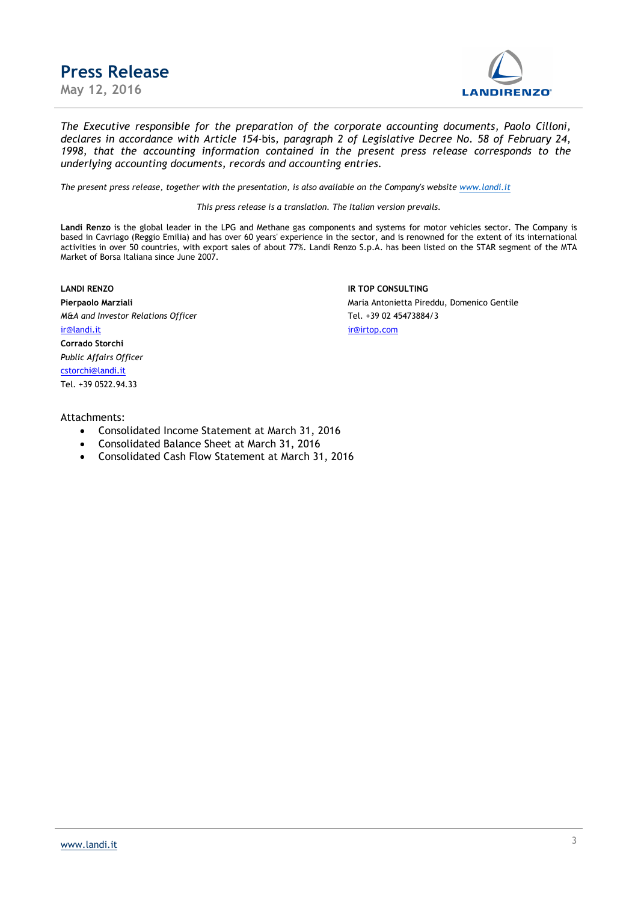*The Executive responsible for the preparation of the corporate accounting documents, Paolo Cilloni, declares in accordance with Article 154-*bis*, paragraph 2 of Legislative Decree No. 58 of February 24, 1998, that the accounting information contained in the present press release corresponds to the underlying accounting documents, records and accounting entries.*

*The present press release, together with the presentation, is also available on the Company's website www.landi.it*

*This press release is a translation. The Italian version prevails.*

**Landi Renzo** is the global leader in the LPG and Methane gas components and systems for motor vehicles sector. The Company is based in Cavriago (Reggio Emilia) and has over 60 years' experience in the sector, and is renowned for the extent of its international activities in over 50 countries, with export sales of about 77%. Landi Renzo S.p.A. has been listed on the STAR segment of the MTA Market of Borsa Italiana since June 2007.

**LANDI RENZO**
**Pierpaolo Marziali**
*M&A and Investor Relations Officer*
ir@landi.it
**Corrado Storchi**
*Public Affairs Officer*
cstorchi@landi.it
Tel. +39 0522.94.33

**IR TOP CONSULTING**
Maria Antonietta Pireddu, Domenico Gentile
Tel. +39 02 45473884/3
ir@irtop.com

Attachments:

- Consolidated Income Statement at March 31, 2016
- Consolidated Balance Sheet at March 31, 2016
- Consolidated Cash Flow Statement at March 31, 2016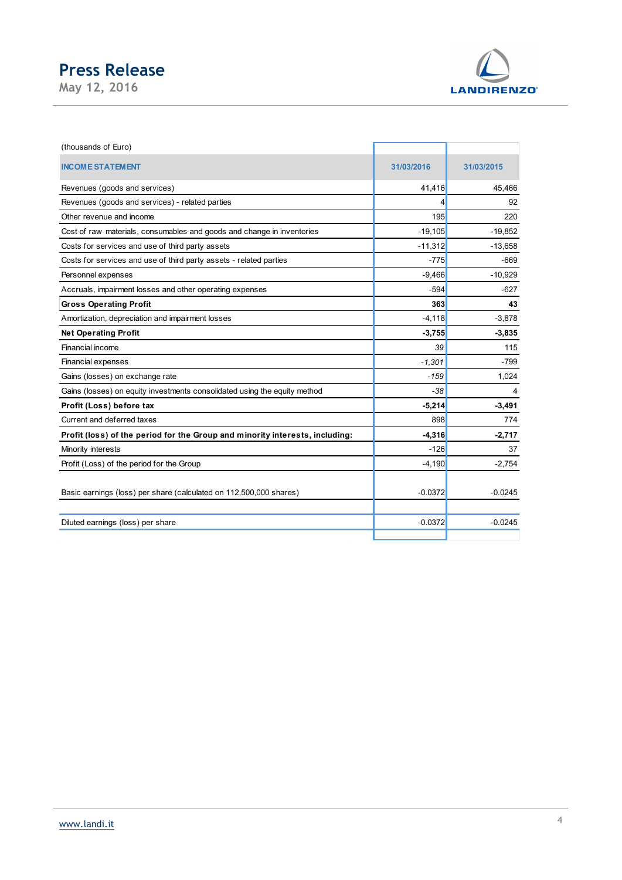# Press Release

May 12, 2016

(thousands of Euro)

| INCOME STATEMENT | 31/03/2016 | 31/03/2015 |
|---|---|---|
| Revenues (goods and services) | 41,416 | 45,466 |
| Revenues (goods and services) - related parties | 4 | 92 |
| Other revenue and income | 195 | 220 |
| Cost of raw materials, consumables and goods and change in inventories | -19,105 | -19,852 |
| Costs for services and use of third party assets | -11,312 | -13,658 |
| Costs for services and use of third party assets - related parties | -775 | -669 |
| Personnel expenses | -9,466 | -10,929 |
| Accruals, impairment losses and other operating expenses | -594 | -627 |
| **Gross Operating Profit** | **363** | **43** |
| Amortization, depreciation and impairment losses | -4,118 | -3,878 |
| **Net Operating Profit** | **-3,755** | **-3,835** |
| Financial income | *39* | 115 |
| Financial expenses | *-1,301* | -799 |
| Gains (losses) on exchange rate | *-159* | 1,024 |
| Gains (losses) on equity investments consolidated using the equity method | *-38* | 4 |
| **Profit (Loss) before tax** | **-5,214** | **-3,491** |
| Current and deferred taxes | 898 | 774 |
| **Profit (loss) of the period for the Group and minority interests, including:** | **-4,316** | **-2,717** |
| Minority interests | -126 | 37 |
| Profit (Loss) of the period for the Group | -4,190 | -2,754 |
| Basic earnings (loss) per share (calculated on 112,500,000 shares) | -0.0372 | -0.0245 |
| Diluted earnings (loss) per share | -0.0372 | -0.0245 |

www.landi.it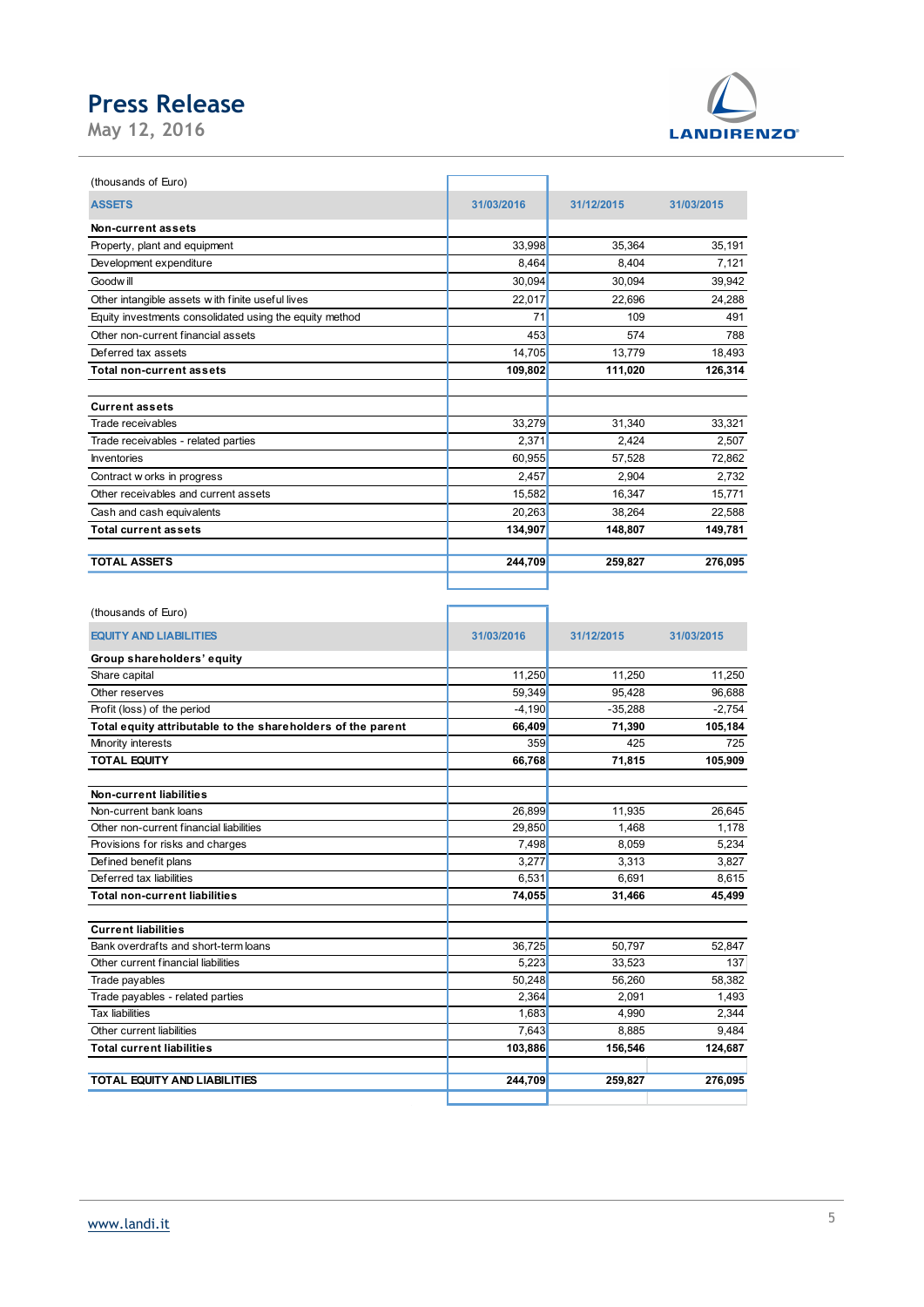(thousands of Euro)

| ASSETS | 31/03/2016 | 31/12/2015 | 31/03/2015 |
|---|---|---|---|
| **Non-current assets** | | | |
| Property, plant and equipment | 33,998 | 35,364 | 35,191 |
| Development expenditure | 8,464 | 8,404 | 7,121 |
| Goodwill | 30,094 | 30,094 | 39,942 |
| Other intangible assets with finite useful lives | 22,017 | 22,696 | 24,288 |
| Equity investments consolidated using the equity method | 71 | 109 | 491 |
| Other non-current financial assets | 453 | 574 | 788 |
| Deferred tax assets | 14,705 | 13,779 | 18,493 |
| **Total non-current assets** | **109,802** | **111,020** | **126,314** |
| | | | |
| **Current assets** | | | |
| Trade receivables | 33,279 | 31,340 | 33,321 |
| Trade receivables - related parties | 2,371 | 2,424 | 2,507 |
| Inventories | 60,955 | 57,528 | 72,862 |
| Contract works in progress | 2,457 | 2,904 | 2,732 |
| Other receivables and current assets | 15,582 | 16,347 | 15,771 |
| Cash and cash equivalents | 20,263 | 38,264 | 22,588 |
| **Total current assets** | **134,907** | **148,807** | **149,781** |
| | | | |
| **TOTAL ASSETS** | **244,709** | **259,827** | **276,095** |

(thousands of Euro)

| EQUITY AND LIABILITIES | 31/03/2016 | 31/12/2015 | 31/03/2015 |
|---|---|---|---|
| **Group shareholders' equity** | | | |
| Share capital | 11,250 | 11,250 | 11,250 |
| Other reserves | 59,349 | 95,428 | 96,688 |
| Profit (loss) of the period | -4,190 | -35,288 | -2,754 |
| **Total equity attributable to the shareholders of the parent** | **66,409** | **71,390** | **105,184** |
| Minority interests | 359 | 425 | 725 |
| **TOTAL EQUITY** | **66,768** | **71,815** | **105,909** |
| | | | |
| **Non-current liabilities** | | | |
| Non-current bank loans | 26,899 | 11,935 | 26,645 |
| Other non-current financial liabilities | 29,850 | 1,468 | 1,178 |
| Provisions for risks and charges | 7,498 | 8,059 | 5,234 |
| Defined benefit plans | 3,277 | 3,313 | 3,827 |
| Deferred tax liabilities | 6,531 | 6,691 | 8,615 |
| **Total non-current liabilities** | **74,055** | **31,466** | **45,499** |
| | | | |
| **Current liabilities** | | | |
| Bank overdrafts and short-term loans | 36,725 | 50,797 | 52,847 |
| Other current financial liabilities | 5,223 | 33,523 | 137 |
| Trade payables | 50,248 | 56,260 | 58,382 |
| Trade payables - related parties | 2,364 | 2,091 | 1,493 |
| Tax liabilities | 1,683 | 4,990 | 2,344 |
| Other current liabilities | 7,643 | 8,885 | 9,484 |
| **Total current liabilities** | **103,886** | **156,546** | **124,687** |
| | | | |
| **TOTAL EQUITY AND LIABILITIES** | **244,709** | **259,827** | **276,095** |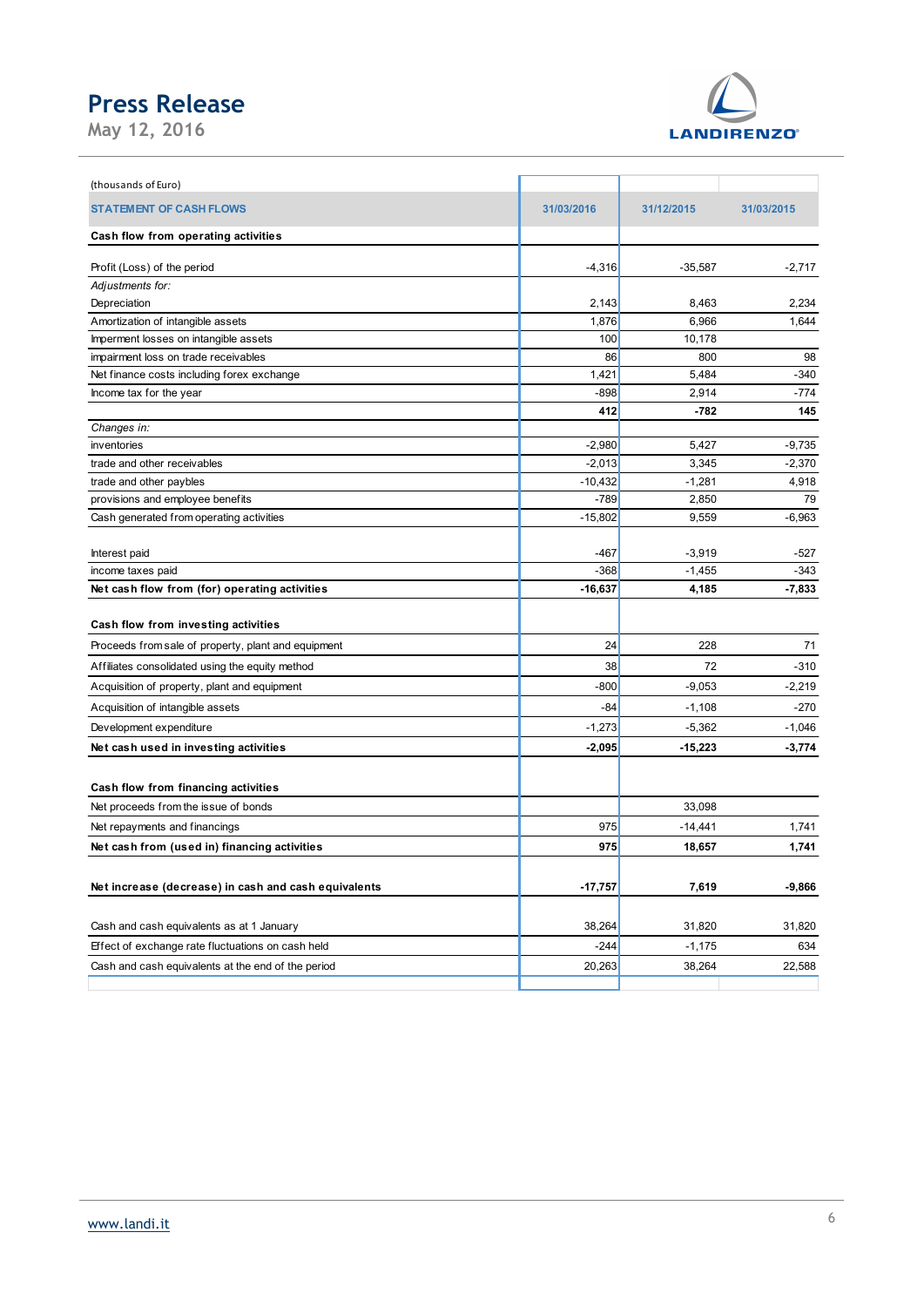# Press Release

May 12, 2016

(thousands of Euro)

| STATEMENT OF CASH FLOWS | 31/03/2016 | 31/12/2015 | 31/03/2015 |
|---|---|---|---|
| **Cash flow from operating activities** | | | |
| Profit (Loss) of the period | -4,316 | -35,587 | -2,717 |
| *Adjustments for:* | | | |
| Depreciation | 2,143 | 8,463 | 2,234 |
| Amortization of intangible assets | 1,876 | 6,966 | 1,644 |
| Imperment losses on intangible assets | 100 | 10,178 | |
| impairment loss on trade receivables | 86 | 800 | 98 |
| Net finance costs including forex exchange | 1,421 | 5,484 | -340 |
| Income tax for the year | -898 | 2,914 | -774 |
| | **412** | **-782** | **145** |
| *Changes in:* | | | |
| inventories | -2,980 | 5,427 | -9,735 |
| trade and other receivables | -2,013 | 3,345 | -2,370 |
| trade and other paybles | -10,432 | -1,281 | 4,918 |
| provisions and employee benefits | -789 | 2,850 | 79 |
| Cash generated from operating activities | -15,802 | 9,559 | -6,963 |
| Interest paid | -467 | -3,919 | -527 |
| income taxes paid | -368 | -1,455 | -343 |
| **Net cash flow from (for) operating activities** | **-16,637** | **4,185** | **-7,833** |
| **Cash flow from investing activities** | | | |
| Proceeds from sale of property, plant and equipment | 24 | 228 | 71 |
| Affiliates consolidated using the equity method | 38 | 72 | -310 |
| Acquisition of property, plant and equipment | -800 | -9,053 | -2,219 |
| Acquisition of intangible assets | -84 | -1,108 | -270 |
| Development expenditure | -1,273 | -5,362 | -1,046 |
| **Net cash used in investing activities** | **-2,095** | **-15,223** | **-3,774** |
| **Cash flow from financing activities** | | | |
| Net proceeds from the issue of bonds | | 33,098 | |
| Net repayments and financings | 975 | -14,441 | 1,741 |
| **Net cash from (used in) financing activities** | **975** | **18,657** | **1,741** |
| **Net increase (decrease) in cash and cash equivalents** | **-17,757** | **7,619** | **-9,866** |
| Cash and cash equivalents as at 1 January | 38,264 | 31,820 | 31,820 |
| Effect of exchange rate fluctuations on cash held | -244 | -1,175 | 634 |
| Cash and cash equivalents at the end of the period | 20,263 | 38,264 | 22,588 |

www.landi.it